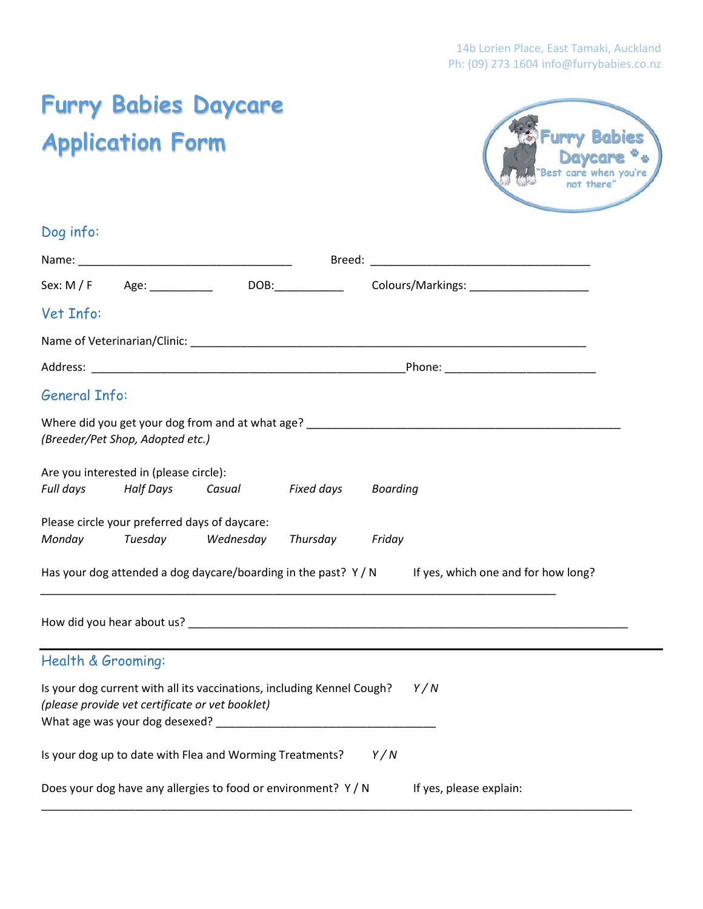14b Lorien Place, East Tamaki, Auckland
Ph: (09) 273 1604 info@furrybabies.co.nz

# Furry Babies Daycare Application Form

## Dog info:

Name: ___________________________________ Breed: ____________________________________

Sex: M / F Age: __________ DOB:___________ Colours/Markings: ____________________

## Vet Info:

Name of Veterinarian/Clinic: _________________________________________________________________

Address: ____________________________________________________Phone: ________________________

## General Info:

Where did you get your dog from and at what age? ___________________________________________________
*(Breeder/Pet Shop, Adopted etc.)*

Are you interested in (please circle):
*Full days* *Half Days* *Casual* *Fixed days* *Boarding*

Please circle your preferred days of daycare:
*Monday* *Tuesday* *Wednesday* *Thursday* *Friday*

Has your dog attended a dog daycare/boarding in the past? Y / N If yes, which one and for how long?
_____________________________________________________________________________________

How did you hear about us? _______________________________________________________________________

## Health & Grooming:

Is your dog current with all its vaccinations, including Kennel Cough? *Y / N*
*(please provide vet certificate or vet booklet)*
What age was your dog desexed? ____________________________________

Is your dog up to date with Flea and Worming Treatments? *Y / N*

Does your dog have any allergies to food or environment? Y / N If yes, please explain:
_____________________________________________________________________________________________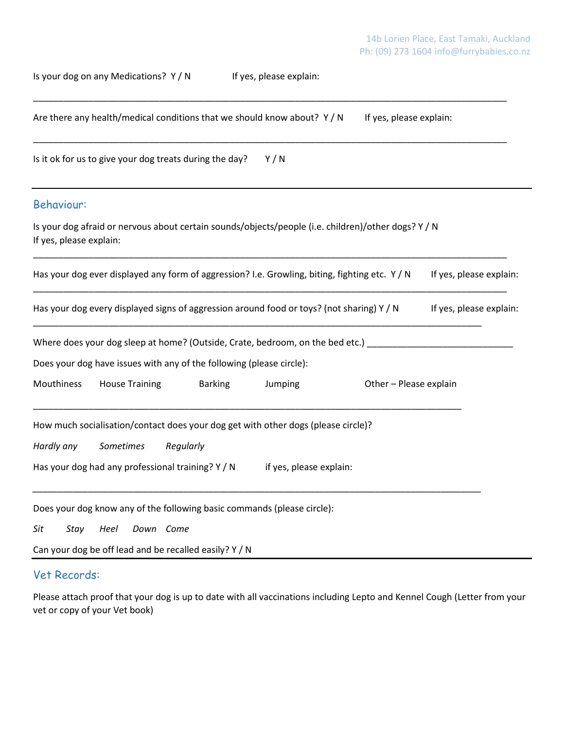Is your dog on any Medications? Y / N If yes, please explain:

___________________________________________________________________________________________

Are there any health/medical conditions that we should know about? Y / N If yes, please explain:

___________________________________________________________________________________________

Is it ok for us to give your dog treats during the day? Y / N

---

## Behaviour:

Is your dog afraid or nervous about certain sounds/objects/people (i.e. children)/other dogs? Y / N
If yes, please explain:

___________________________________________________________________________________________

Has your dog ever displayed any form of aggression? I.e. Growling, biting, fighting etc. Y / N If yes, please explain:

___________________________________________________________________________________________

Has your dog every displayed signs of aggression around food or toys? (not sharing) Y / N If yes, please explain:

___________________________________________________________________________________________

Where does your dog sleep at home? (Outside, Crate, bedroom, on the bed etc.) ____________________________

Does your dog have issues with any of the following (please circle):

Mouthiness House Training Barking Jumping Other – Please explain

___________________________________________________________________________________________

How much socialisation/contact does your dog get with other dogs (please circle)?

*Hardly any* *Sometimes* *Regularly*

Has your dog had any professional training? Y / N if yes, please explain:

___________________________________________________________________________________________

Does your dog know any of the following basic commands (please circle):

*Sit* *Stay* *Heel* *Down* *Come*

Can your dog be off lead and be recalled easily? Y / N

---

## Vet Records:

Please attach proof that your dog is up to date with all vaccinations including Lepto and Kennel Cough (Letter from your vet or copy of your Vet book)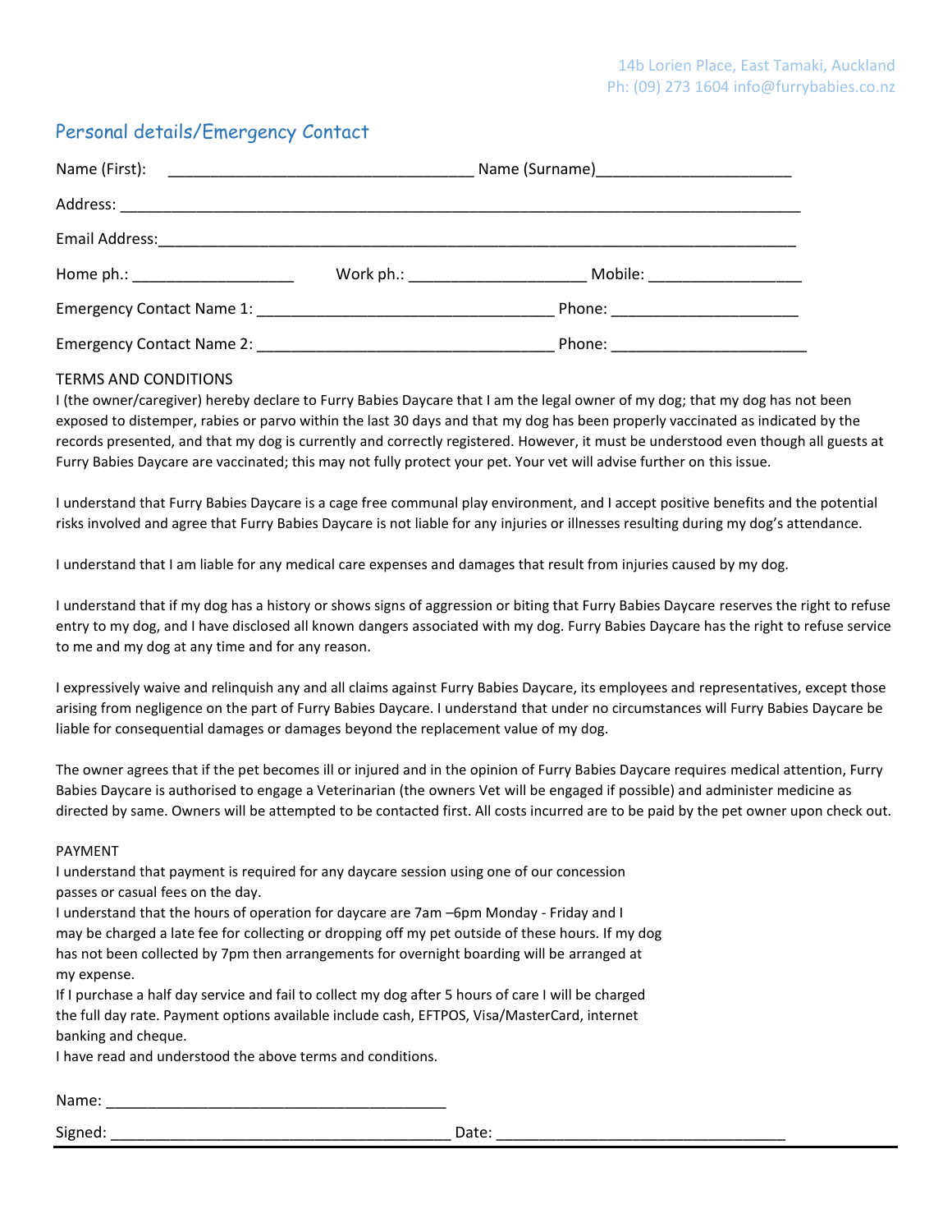14b Lorien Place, East Tamaki, Auckland
Ph: (09) 273 1604 info@furrybabies.co.nz

## Personal details/Emergency Contact

Name (First): ___________________________________ Name (Surname)______________________

Address: ___________________________________________________________________________

Email Address:______________________________________________________________________

Home ph.: ___________________ Work ph.: ____________________ Mobile: __________________

Emergency Contact Name 1: __________________________________ Phone: _____________________

Emergency Contact Name 2: __________________________________ Phone: ______________________

TERMS AND CONDITIONS

I (the owner/caregiver) hereby declare to Furry Babies Daycare that I am the legal owner of my dog; that my dog has not been exposed to distemper, rabies or parvo within the last 30 days and that my dog has been properly vaccinated as indicated by the records presented, and that my dog is currently and correctly registered. However, it must be understood even though all guests at Furry Babies Daycare are vaccinated; this may not fully protect your pet. Your vet will advise further on this issue.

I understand that Furry Babies Daycare is a cage free communal play environment, and I accept positive benefits and the potential risks involved and agree that Furry Babies Daycare is not liable for any injuries or illnesses resulting during my dog's attendance.

I understand that I am liable for any medical care expenses and damages that result from injuries caused by my dog.

I understand that if my dog has a history or shows signs of aggression or biting that Furry Babies Daycare reserves the right to refuse entry to my dog, and I have disclosed all known dangers associated with my dog. Furry Babies Daycare has the right to refuse service to me and my dog at any time and for any reason.

I expressively waive and relinquish any and all claims against Furry Babies Daycare, its employees and representatives, except those arising from negligence on the part of Furry Babies Daycare. I understand that under no circumstances will Furry Babies Daycare be liable for consequential damages or damages beyond the replacement value of my dog.

The owner agrees that if the pet becomes ill or injured and in the opinion of Furry Babies Daycare requires medical attention, Furry Babies Daycare is authorised to engage a Veterinarian (the owners Vet will be engaged if possible) and administer medicine as directed by same. Owners will be attempted to be contacted first. All costs incurred are to be paid by the pet owner upon check out.

PAYMENT

I understand that payment is required for any daycare session using one of our concession passes or casual fees on the day.

I understand that the hours of operation for daycare are 7am –6pm Monday - Friday and I may be charged a late fee for collecting or dropping off my pet outside of these hours. If my dog has not been collected by 7pm then arrangements for overnight boarding will be arranged at my expense.

If I purchase a half day service and fail to collect my dog after 5 hours of care I will be charged the full day rate. Payment options available include cash, EFTPOS, Visa/MasterCard, internet banking and cheque.

I have read and understood the above terms and conditions.

Name: ________________________________________

Signed: ________________________________________ Date: _________________________________